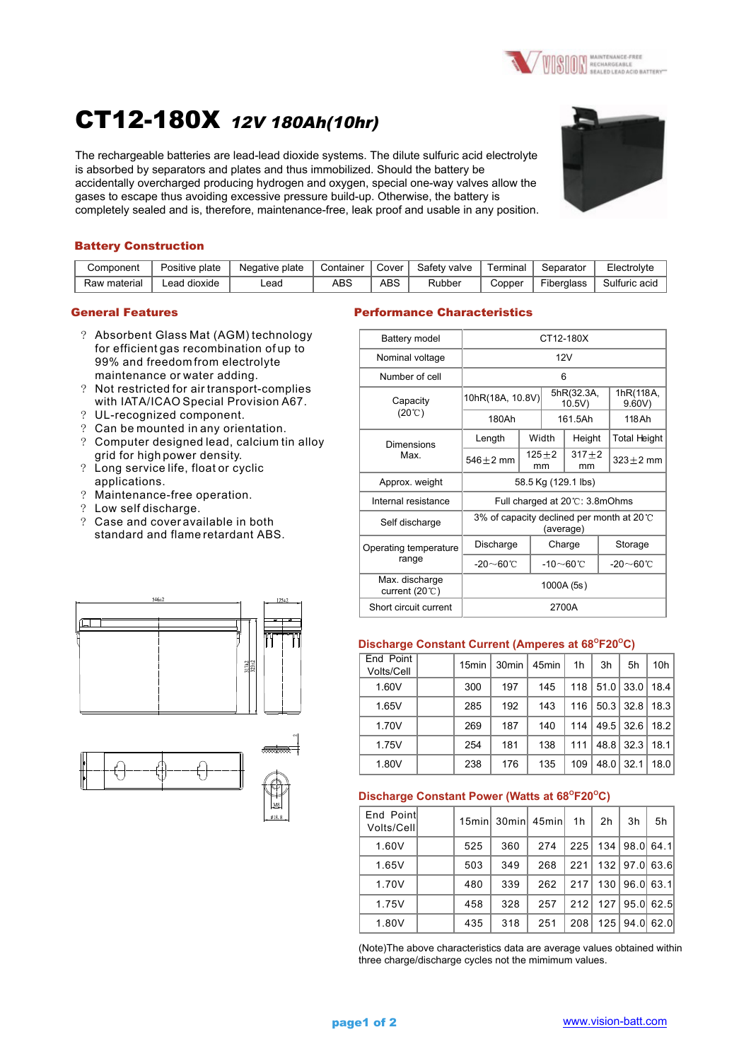# CT12-180X *12V 180Ah(10hr)*

The rechargeable batteries are lead-lead dioxide systems. The dilute sulfuric acid electrolyte is absorbed by separators and plates and thus immobilized. Should the battery be accidentally overcharged producing hydrogen and oxygen, special one-way valves allow the gases to escape thus avoiding excessive pressure build-up. Otherwise, the battery is completely sealed and is, therefore, maintenance-free, leak proof and usable in any position.

## Battery Construction

| Component | Positive plate | Negative plate | Container | Cover | Safety valve | Terminal | Separator | Electrolyte |
|---|---|---|---|---|---|---|---|---|
| Raw material | Lead dioxide | Lead | ABS | ABS | Rubber | Copper | Fiberglass | Sulfuric acid |

## General Features

- Absorbent Glass Mat (AGM) technology for efficient gas recombination of up to 99% and freedom from electrolyte maintenance or water adding.
- Not restricted for air transport-complies with IATA/ICAO Special Provision A67.
- UL-recognized component.
- Can be mounted in any orientation.
- Computer designed lead, calcium tin alloy grid for high power density.
- Long service life, float or cyclic applications.
- Maintenance-free operation.
- Low self discharge.
- Case and cover available in both standard and flame retardant ABS.

## Performance Characteristics

| Battery model | CT12-180X | | | |
|---|---|---|---|---|
| Nominal voltage | 12V | | | |
| Number of cell | 6 | | | |
| Capacity (20℃) | 10hR(18A, 10.8V) | 5hR(32.3A, 10.5V) | | 1hR(118A, 9.60V) |
| | 180Ah | 161.5Ah | | 118Ah |
| Dimensions Max. | Length | Width | Height | Total Height |
| | 546±2 mm | 125±2 mm | 317±2 mm | 323±2 mm |
| Approx. weight | 58.5 Kg (129.1 lbs) | | | |
| Internal resistance | Full charged at 20℃: 3.8mOhms | | | |
| Self discharge | 3% of capacity declined per month at 20℃ (average) | | | |
| Operating temperature range | Discharge | Charge | | Storage |
| | -20～60℃ | -10～60℃ | | -20～60℃ |
| Max. discharge current (20℃) | 1000A (5s) | | | |
| Short circuit current | 2700A | | | |

## Discharge Constant Current (Amperes at 68°F20°C)

| End Point Volts/Cell | 15min | 30min | 45min | 1h | 3h | 5h | 10h |
|---|---|---|---|---|---|---|---|
| 1.60V | 300 | 197 | 145 | 118 | 51.0 | 33.0 | 18.4 |
| 1.65V | 285 | 192 | 143 | 116 | 50.3 | 32.8 | 18.3 |
| 1.70V | 269 | 187 | 140 | 114 | 49.5 | 32.6 | 18.2 |
| 1.75V | 254 | 181 | 138 | 111 | 48.8 | 32.3 | 18.1 |
| 1.80V | 238 | 176 | 135 | 109 | 48.0 | 32.1 | 18.0 |

## Discharge Constant Power (Watts at 68°F20°C)

| End Point Volts/Cell | 15min | 30min | 45min | 1h | 2h | 3h | 5h |
|---|---|---|---|---|---|---|---|
| 1.60V | 525 | 360 | 274 | 225 | 134 | 98.0 | 64.1 |
| 1.65V | 503 | 349 | 268 | 221 | 132 | 97.0 | 63.6 |
| 1.70V | 480 | 339 | 262 | 217 | 130 | 96.0 | 63.1 |
| 1.75V | 458 | 328 | 257 | 212 | 127 | 95.0 | 62.5 |
| 1.80V | 435 | 318 | 251 | 208 | 125 | 94.0 | 62.0 |

(Note)The above characteristics data are average values obtained within three charge/discharge cycles not the mimimum values.

www.vision-batt.com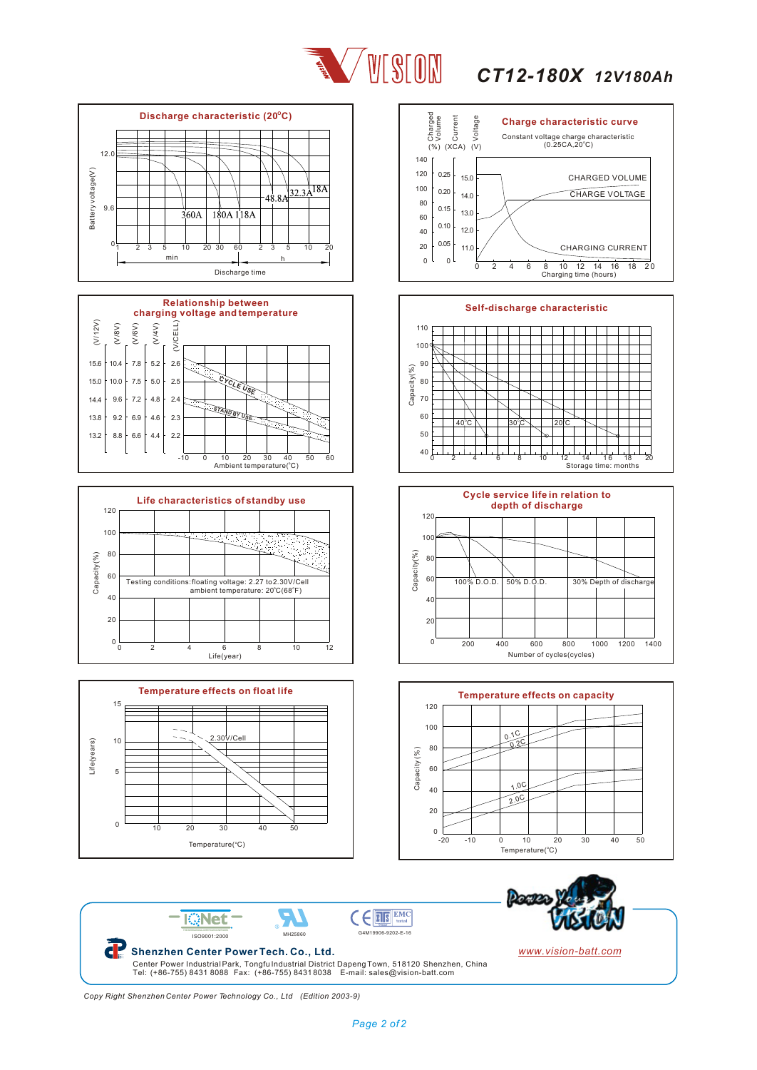VISION

## CT12-180X 12V180Ah

### Discharge characteristic (20°C)

Battery voltage(V)

12.0

9.6

0

360A 180A 118A 48.8A 32.3A 18A

1 2 3 5 10 20 30 60 2 3 5 10 20

min h

Discharge time

### Charge characteristic curve

Constant voltage charge characteristic (0.25CA,20°C)

Charged Volume (%) Current (XCA) Voltage (V)

140 120 100 80 60 40 20 0

0.25 0.20 0.15 0.10 0.05 0

15.0 14.0 13.0 12.0 11.0

CHARGED VOLUME

CHARGE VOLTAGE

CHARGING CURRENT

0 2 4 6 8 10 12 14 16 18 20

Charging time (hours)

### Relationship between charging voltage and temperature

(V/12V) (V/8V) (V/6V) (V/4V) (V/CELL)

15.6 10.4 7.8 5.2 2.6

15.0 10.0 7.5 5.0 2.5

14.4 9.6 7.2 4.8 2.4

13.8 9.2 6.9 4.6 2.3

13.2 8.8 6.6 4.4 2.2

CYCLE USE

STANDBY USE

-10 0 10 20 30 40 50 60

Ambient temperature(°C)

### Self-discharge characteristic

Capacity(%)

110 100 90 80 70 60 50 40

40°C 30°C 20°C

0 2 4 6 8 10 12 14 16 18 20

Storage time: months

### Life characteristics of standby use

Capacity(%)

120 100 80 60 40 20 0

Testing conditions:floating voltage: 2.27 to2.30V/Cell ambient temperature: 20°C(68°F)

0 2 4 6 8 10 12

Life(year)

### Cycle service life in relation to depth of discharge

Capacity(%)

120 100 80 60 40 20 0

100% D.O.D. 50% D.O.D. 30% Depth of discharge

200 400 600 800 1000 1200 1400

Number of cycles(cycles)

### Temperature effects on float life

Life(years)

15 10 5 0

2.30V/Cell

10 20 30 40 50

Temperature(°C)

### Temperature effects on capacity

Capacity (%)

120 100 80 60 40 20 0

0.1C 0.2C 1.0C 2.0C

-20 -10 0 10 20 30 40 50

Temperature(°C)

IQNet ISO9001:2000 MH25860 CE EMC G4M19906-9202-E-16

**Shenzhen Center Power Tech. Co., Ltd.**

Center Power Industrial Park, Tongfu Industrial District Dapeng Town, 518120 Shenzhen, China
Tel: (+86-755) 8431 8088 Fax: (+86-755) 8431 8038 E-mail: sales@vision-batt.com

www.vision-batt.com

*Copy Right Shenzhen Center Power Technology Co., Ltd (Edition 2003-9)*